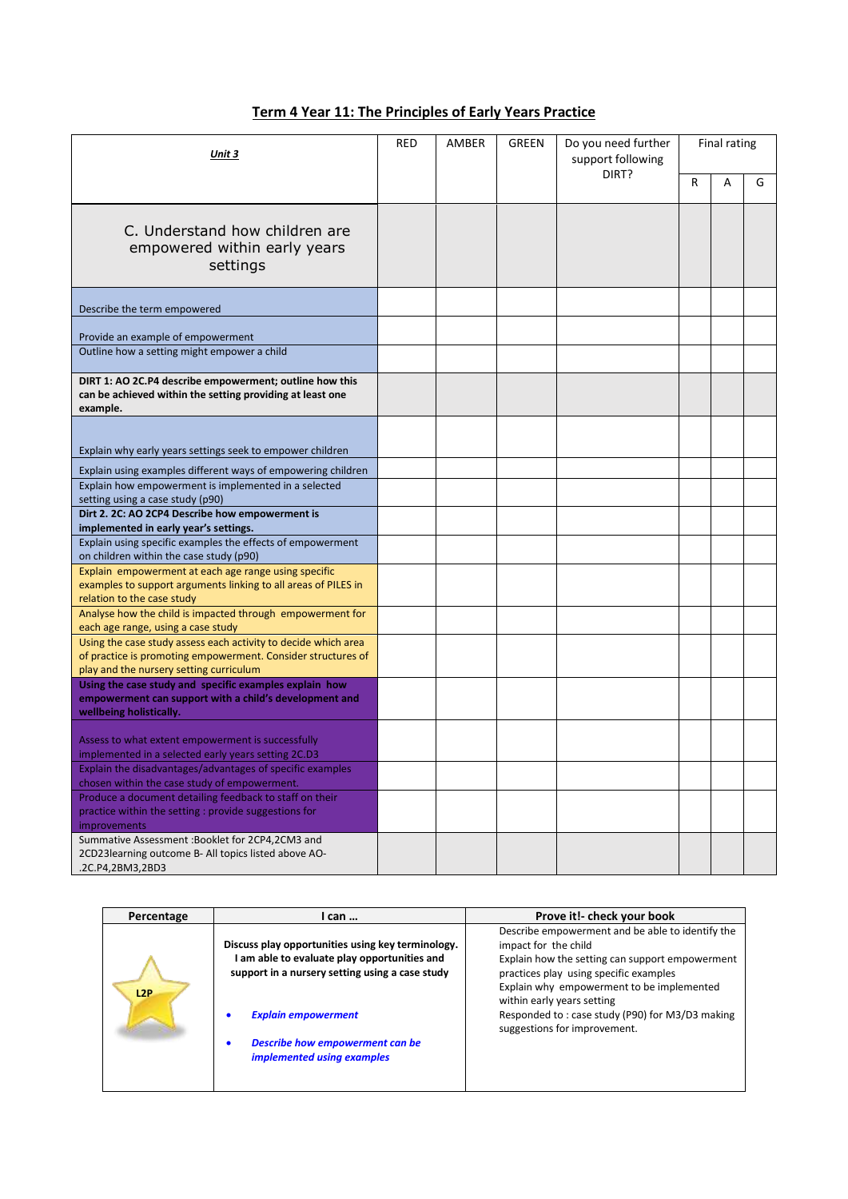## Term 4 Year 11: The Principles of Early Years Practice

| *Unit 3* | RED | AMBER | GREEN | Do you need further support following DIRT? | Final rating | | |
|---|---|---|---|---|---|---|---|
| | | | | | R | A | G |
| C. Understand how children are empowered within early years settings | | | | | | | |
| Describe the term empowered | | | | | | | |
| Provide an example of empowerment | | | | | | | |
| Outline how a setting might empower a child | | | | | | | |
| **DIRT 1: AO 2C.P4 describe empowerment; outline how this can be achieved within the setting providing at least one example.** | | | | | | | |
| Explain why early years settings seek to empower children | | | | | | | |
| Explain using examples different ways of empowering children | | | | | | | |
| Explain how empowerment is implemented in a selected setting using a case study (p90) | | | | | | | |
| **Dirt 2. 2C: AO 2CP4 Describe how empowerment is implemented in early year's settings.** | | | | | | | |
| Explain using specific examples the effects of empowerment on children within the case study (p90) | | | | | | | |
| Explain empowerment at each age range using specific examples to support arguments linking to all areas of PILES in relation to the case study | | | | | | | |
| Analyse how the child is impacted through empowerment for each age range, using a case study | | | | | | | |
| Using the case study assess each activity to decide which area of practice is promoting empowerment. Consider structures of play and the nursery setting curriculum | | | | | | | |
| **Using the case study and specific examples explain how empowerment can support with a child's development and wellbeing holistically.** | | | | | | | |
| Assess to what extent empowerment is successfully implemented in a selected early years setting 2C.D3 | | | | | | | |
| Explain the disadvantages/advantages of specific examples chosen within the case study of empowerment. | | | | | | | |
| Produce a document detailing feedback to staff on their practice within the setting : provide suggestions for improvements | | | | | | | |
| Summative Assessment :Booklet for 2CP4,2CM3 and 2CD23learning outcome B- All topics listed above AO- .2C.P4,2BM3,2BD3 | | | | | | | |

| Percentage | I can … | Prove it!- check your book |
|---|---|---|
| L2P | **Discuss play opportunities using key terminology. I am able to evaluate play opportunities and support in a nursery setting using a case study**<br><br>• ***Explain empowerment***<br>• ***Describe how empowerment can be implemented using examples*** | Describe empowerment and be able to identify the impact for the child<br>Explain how the setting can support empowerment practices play using specific examples<br>Explain why empowerment to be implemented within early years setting<br>Responded to : case study (P90) for M3/D3 making suggestions for improvement. |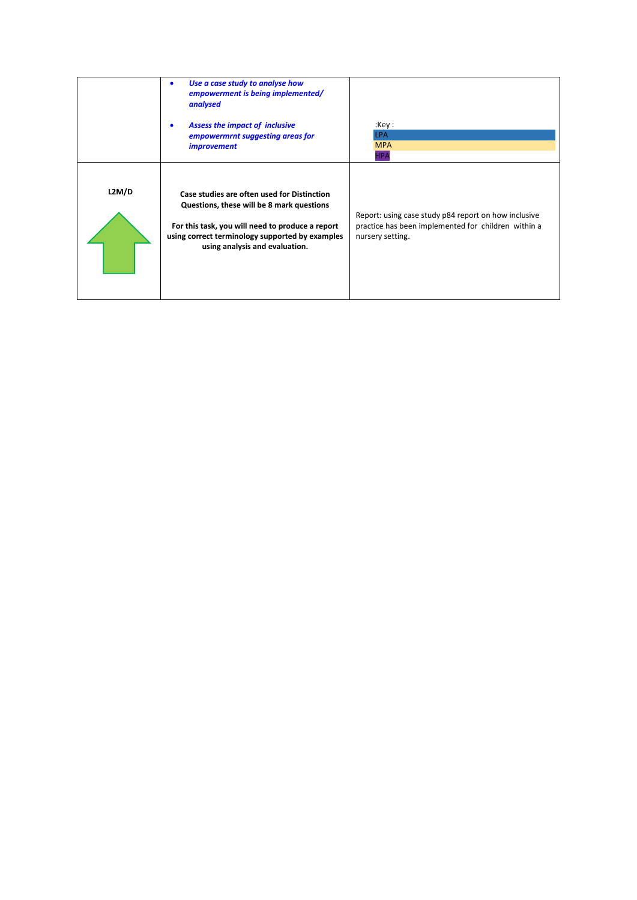| | | |
|---|---|---|
| | • ***Use a case study to analyse how empowerment is being implemented/ analysed***<br><br>• ***Assess the impact of inclusive empowermrnt suggesting areas for improvement*** | :Key :<br>LPA<br>MPA<br>HPA |
| **L2M/D** | **Case studies are often used for Distinction Questions, these will be 8 mark questions**<br><br>**For this task, you will need to produce a report using correct terminology supported by examples using analysis and evaluation.** | Report: using case study p84 report on how inclusive practice has been implemented for children within a nursery setting. |